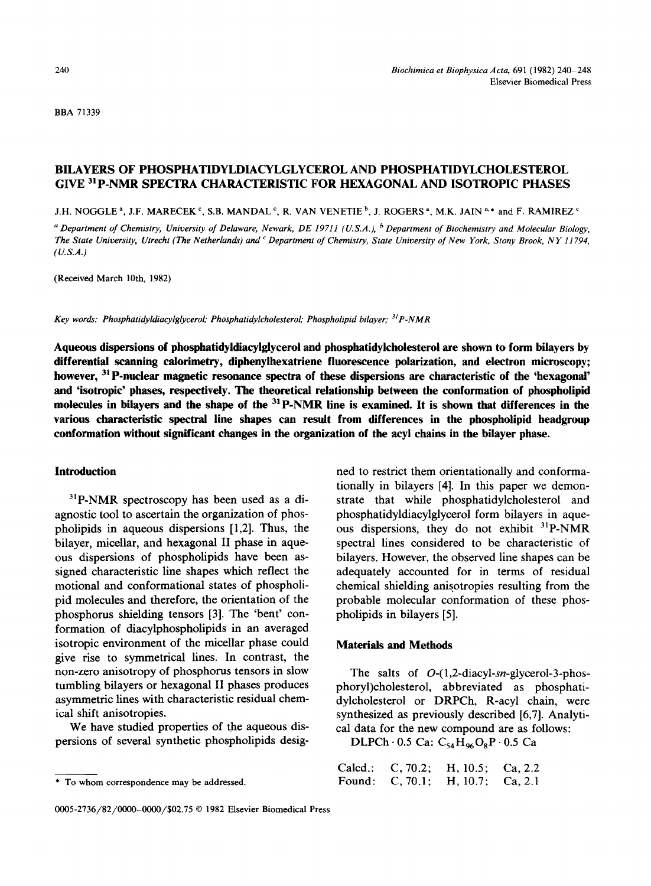BBA 71339

# BILAYERS OF PHOSPHATIDYLDIACYLGLYCEROL AND PHOSPHATIDYLCHOLESTEROL GIVE $^{31}$P-NMR SPECTRA CHARACTERISTIC FOR HEXAGONAL AND ISOTROPIC PHASES

J.H. NOGGLE [a], J.F. MARECEK [c], S.B. MANDAL [c], R. VAN VENETIE [b], J. ROGERS [a], M.K. JAIN [a,*] and F. RAMIREZ [c]

[a] Department of Chemistry, University of Delaware, Newark, DE 19711 (U.S.A.), [b] Department of Biochemistry and Molecular Biology, The State University, Utrecht (The Netherlands) and [c] Department of Chemistry, State University of New York, Stony Brook, NY 11794, (U.S.A.)

(Received March 10th, 1982)

*Key words: Phosphatidyldiacylglycerol; Phosphatidylcholesterol; Phospholipid bilayer; $^{31}$P-NMR*

**Aqueous dispersions of phosphatidyldiacylglycerol and phosphatidylcholesterol are shown to form bilayers by differential scanning calorimetry, diphenylhexatriene fluorescence polarization, and electron microscopy; however, $^{31}$P-nuclear magnetic resonance spectra of these dispersions are characteristic of the 'hexagonal' and 'isotropic' phases, respectively. The theoretical relationship between the conformation of phospholipid molecules in bilayers and the shape of the $^{31}$P-NMR line is examined. It is shown that differences in the various characteristic spectral line shapes can result from differences in the phospholipid headgroup conformation without significant changes in the organization of the acyl chains in the bilayer phase.**

## Introduction

$^{31}$P-NMR spectroscopy has been used as a diagnostic tool to ascertain the organization of phospholipids in aqueous dispersions [1,2]. Thus, the bilayer, micellar, and hexagonal II phase in aqueous dispersions of phospholipids have been assigned characteristic line shapes which reflect the motional and conformational states of phospholipid molecules and therefore, the orientation of the phosphorus shielding tensors [3]. The 'bent' conformation of diacylphospholipids in an averaged isotropic environment of the micellar phase could give rise to symmetrical lines. In contrast, the non-zero anisotropy of phosphorus tensors in slow tumbling bilayers or hexagonal II phases produces asymmetric lines with characteristic residual chemical shift anisotropies.

We have studied properties of the aqueous dispersions of several synthetic phospholipids designed to restrict them orientationally and conformationally in bilayers [4]. In this paper we demonstrate that while phosphatidylcholesterol and phosphatidyldiacylglycerol form bilayers in aqueous dispersions, they do not exhibit $^{31}$P-NMR spectral lines considered to be characteristic of bilayers. However, the observed line shapes can be adequately accounted for in terms of residual chemical shielding anisotropies resulting from the probable molecular conformation of these phospholipids in bilayers [5].

## Materials and Methods

The salts of *O*-(1,2-diacyl-*sn*-glycerol-3-phosphoryl)cholesterol, abbreviated as phosphatidylcholesterol or DRPCh, R-acyl chain, were synthesized as previously described [6,7]. Analytical data for the new compound are as follows:

DLPCh · 0.5 Ca: $C_{54}H_{96}O_8P \cdot 0.5$ Ca

| | | | |
|---|---|---|---|
| Calcd.: | C, 70.2; | H, 10.5; | Ca, 2.2 |
| Found: | C, 70.1; | H, 10.7; | Ca, 2.1 |

\* To whom correspondence may be addressed.

0005-2736/82/0000-0000/$02.75 © 1982 Elsevier Biomedical Press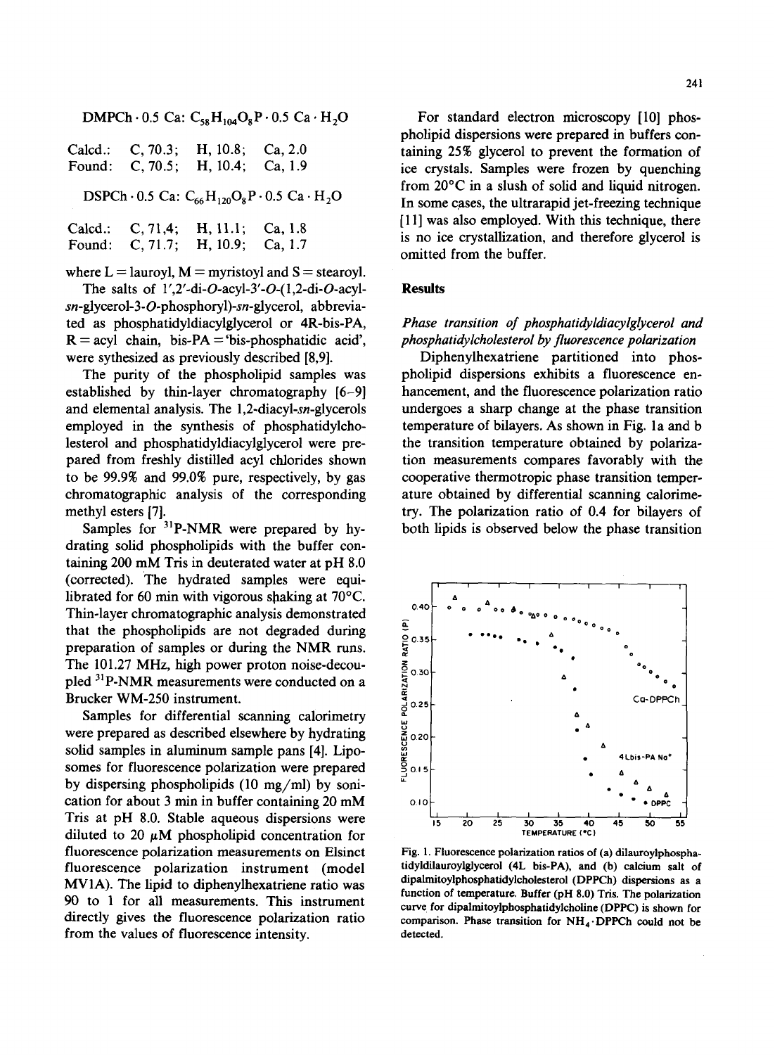DMPCh · 0.5 Ca: $C_{58}H_{104}O_8P \cdot 0.5\ Ca \cdot H_2O$

| | | | |
|---|---|---|---|
| Calcd.: | C, 70.3; | H, 10.8; | Ca, 2.0 |
| Found: | C, 70.5; | H, 10.4; | Ca, 1.9 |

DSPCh · 0.5 Ca: $C_{66}H_{120}O_8P \cdot 0.5\ Ca \cdot H_2O$

| | | | |
|---|---|---|---|
| Calcd.: | C, 71,4; | H, 11.1; | Ca, 1.8 |
| Found: | C, 71.7; | H, 10.9; | Ca, 1.7 |

where L = lauroyl, M = myristoyl and S = stearoyl.

The salts of 1′,2′-di-*O*-acyl-3′-*O*-(1,2-di-*O*-acyl-*sn*-glycerol-3-*O*-phosphoryl)-*sn*-glycerol, abbreviated as phosphatidyldiacylglycerol or 4R-bis-PA, R = acyl chain, bis-PA = 'bis-phosphatidic acid', were sythesized as previously described [8,9].

The purity of the phospholipid samples was established by thin-layer chromatography [6–9] and elemental analysis. The 1,2-diacyl-*sn*-glycerols employed in the synthesis of phosphatidylcholesterol and phosphatidyldiacylglycerol were prepared from freshly distilled acyl chlorides shown to be 99.9% and 99.0% pure, respectively, by gas chromatographic analysis of the corresponding methyl esters [7].

Samples for $^{31}$P-NMR were prepared by hydrating solid phospholipids with the buffer containing 200 mM Tris in deuterated water at pH 8.0 (corrected). The hydrated samples were equilibrated for 60 min with vigorous shaking at 70°C. Thin-layer chromatographic analysis demonstrated that the phospholipids are not degraded during preparation of samples or during the NMR runs. The 101.27 MHz, high power proton noise-decoupled $^{31}$P-NMR measurements were conducted on a Brucker WM-250 instrument.

Samples for differential scanning calorimetry were prepared as described elsewhere by hydrating solid samples in aluminum sample pans [4]. Liposomes for fluorescence polarization were prepared by dispersing phospholipids (10 mg/ml) by sonication for about 3 min in buffer containing 20 mM Tris at pH 8.0. Stable aqueous dispersions were diluted to 20 μM phospholipid concentration for fluorescence polarization measurements on Elsinct fluorescence polarization instrument (model MV1A). The lipid to diphenylhexatriene ratio was 90 to 1 for all measurements. This instrument directly gives the fluorescence polarization ratio from the values of fluorescence intensity.

For standard electron microscopy [10] phospholipid dispersions were prepared in buffers containing 25% glycerol to prevent the formation of ice crystals. Samples were frozen by quenching from 20°C in a slush of solid and liquid nitrogen. In some cases, the ultrarapid jet-freezing technique [11] was also employed. With this technique, there is no ice crystallization, and therefore glycerol is omitted from the buffer.

## Results

### *Phase transition of phosphatidyldiacylglycerol and phosphatidylcholesterol by fluorescence polarization*

Diphenylhexatriene partitioned into phospholipid dispersions exhibits a fluorescence enhancement, and the fluorescence polarization ratio undergoes a sharp change at the phase transition temperature of bilayers. As shown in Fig. 1a and b the transition temperature obtained by polarization measurements compares favorably with the cooperative thermotropic phase transition temperature obtained by differential scanning calorimetry. The polarization ratio of 0.4 for bilayers of both lipids is observed below the phase transition

Fig. 1. Fluorescence polarization ratios of (a) dilauroylphosphatidyldilauroylglycerol (4L bis-PA), and (b) calcium salt of dipalmitoylphosphatidylcholesterol (DPPCh) dispersions as a function of temperature. Buffer (pH 8.0) Tris. The polarization curve for dipalmitoylphosphatidylcholine (DPPC) is shown for comparison. Phase transition for $NH_4$·DPPCh could not be detected.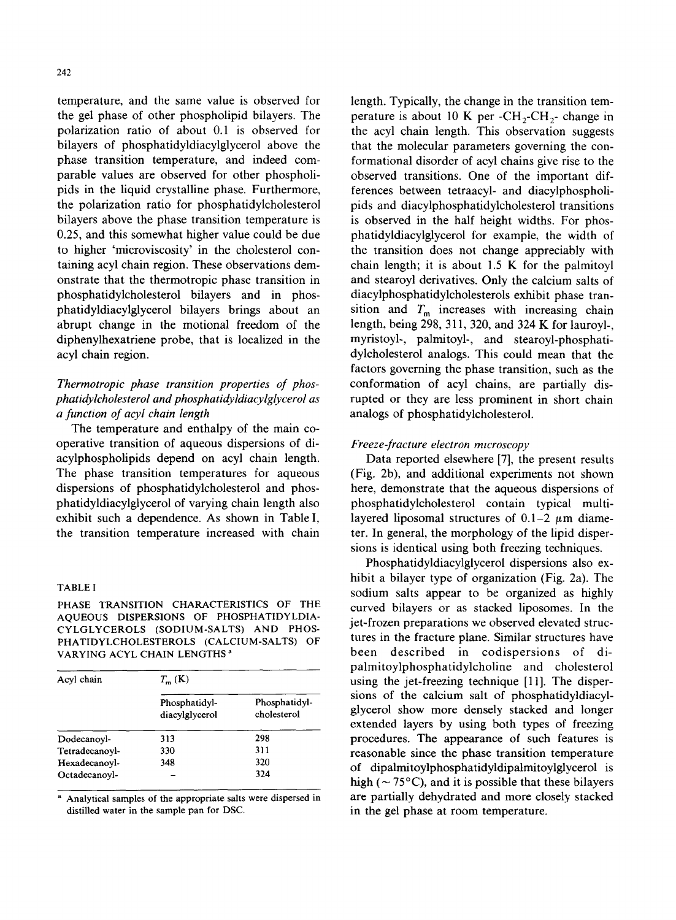temperature, and the same value is observed for the gel phase of other phospholipid bilayers. The polarization ratio of about 0.1 is observed for bilayers of phosphatidyldiacylglycerol above the phase transition temperature, and indeed comparable values are observed for other phospholipids in the liquid crystalline phase. Furthermore, the polarization ratio for phosphatidylcholesterol bilayers above the phase transition temperature is 0.25, and this somewhat higher value could be due to higher 'microviscosity' in the cholesterol containing acyl chain region. These observations demonstrate that the thermotropic phase transition in phosphatidylcholesterol bilayers and in phosphatidyldiacylglycerol bilayers brings about an abrupt change in the motional freedom of the diphenylhexatriene probe, that is localized in the acyl chain region.

*Thermotropic phase transition properties of phosphatidylcholesterol and phosphatidyldiacylglycerol as a function of acyl chain length*

The temperature and enthalpy of the main cooperative transition of aqueous dispersions of diacylphospholipids depend on acyl chain length. The phase transition temperatures for aqueous dispersions of phosphatidylcholesterol and phosphatidyldiacylglycerol of varying chain length also exhibit such a dependence. As shown in Table I, the transition temperature increased with chain length. Typically, the change in the transition temperature is about 10 K per $-CH_2-CH_2-$ change in the acyl chain length. This observation suggests that the molecular parameters governing the conformational disorder of acyl chains give rise to the observed transitions. One of the important differences between tetraacyl- and diacylphospholipids and diacylphosphatidylcholesterol transitions is observed in the half height widths. For phosphatidyldiacylglycerol for example, the width of the transition does not change appreciably with chain length; it is about 1.5 K for the palmitoyl and stearoyl derivatives. Only the calcium salts of diacylphosphatidylcholesterols exhibit phase transition and $T_m$ increases with increasing chain length, being 298, 311, 320, and 324 K for lauroyl-, myristoyl-, palmitoyl-, and stearoyl-phosphatidylcholesterol analogs. This could mean that the factors governing the phase transition, such as the conformation of acyl chains, are partially disrupted or they are less prominent in short chain analogs of phosphatidylcholesterol.

TABLE I

PHASE TRANSITION CHARACTERISTICS OF THE AQUEOUS DISPERSIONS OF PHOSPHATIDYLDIACYLGLYCEROLS (SODIUM-SALTS) AND PHOSPHATIDYLCHOLESTEROLS (CALCIUM-SALTS) OF VARYING ACYL CHAIN LENGTHS [a]

| Acyl chain | $T_m$ (K) | |
|---|---|---|
| | Phosphatidyl-diacylglycerol | Phosphatidyl-cholesterol |
| Dodecanoyl- | 313 | 298 |
| Tetradecanoyl- | 330 | 311 |
| Hexadecanoyl- | 348 | 320 |
| Octadecanoyl- | – | 324 |

[a] Analytical samples of the appropriate salts were dispersed in distilled water in the sample pan for DSC.

*Freeze-fracture electron microscopy*

Data reported elsewhere [7], the present results (Fig. 2b), and additional experiments not shown here, demonstrate that the aqueous dispersions of phosphatidylcholesterol contain typical multilayered liposomal structures of 0.1–2 μm diameter. In general, the morphology of the lipid dispersions is identical using both freezing techniques.

Phosphatidyldiacylglycerol dispersions also exhibit a bilayer type of organization (Fig. 2a). The sodium salts appear to be organized as highly curved bilayers or as stacked liposomes. In the jet-frozen preparations we observed elevated structures in the fracture plane. Similar structures have been described in codispersions of dipalmitoylphosphatidylcholine and cholesterol using the jet-freezing technique [11]. The dispersions of the calcium salt of phosphatidyldiacylglycerol show more densely stacked and longer extended layers by using both types of freezing procedures. The appearance of such features is reasonable since the phase transition temperature of dipalmitoylphosphatidyldipalmitoylglycerol is high (~ 75°C), and it is possible that these bilayers are partially dehydrated and more closely stacked in the gel phase at room temperature.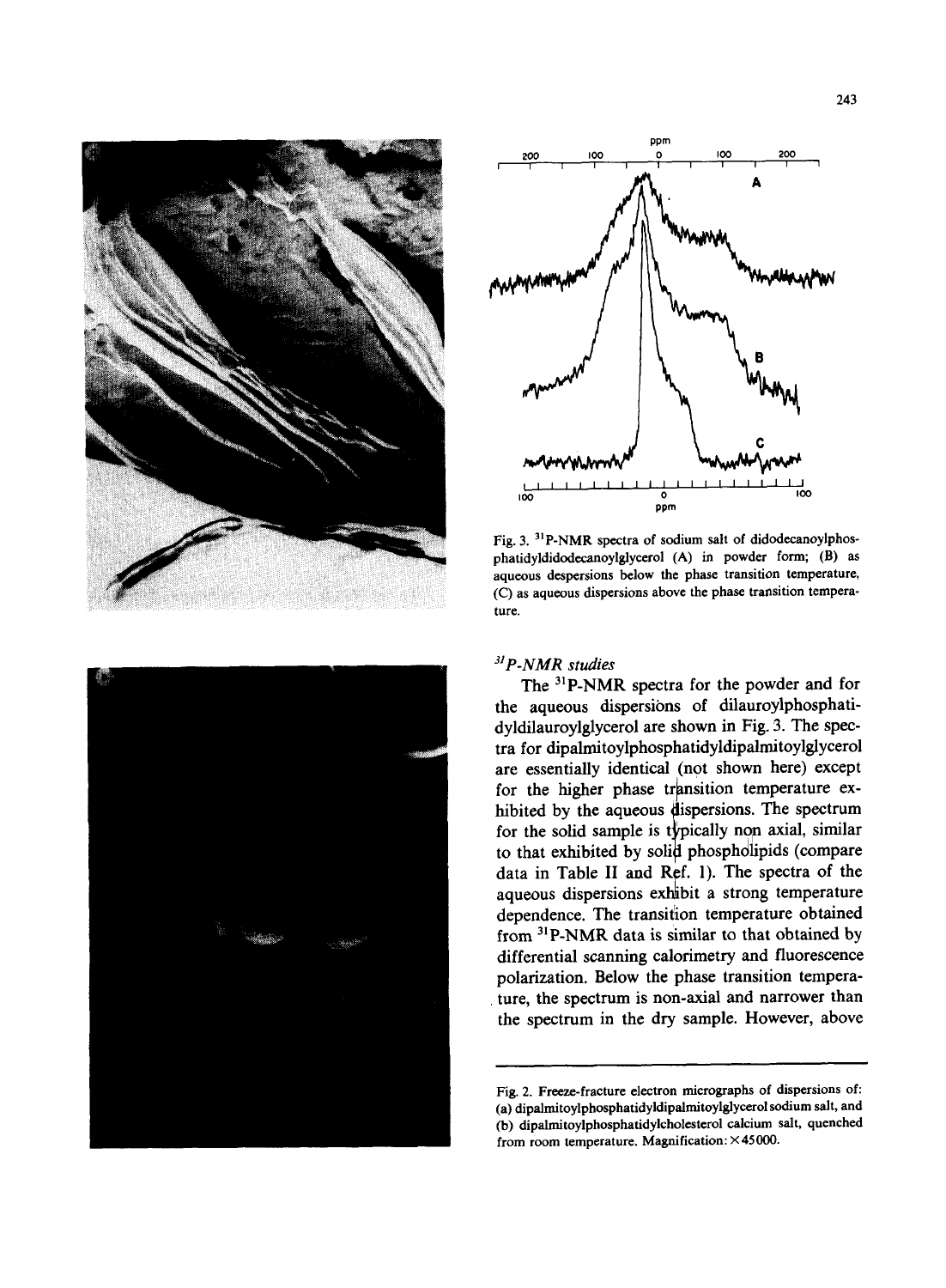Fig. 3. $^{31}$P-NMR spectra of sodium salt of didodecanoylphosphatidyldidodecanoylglycerol (A) in powder form; (B) as aqueous despersions below the phase transition temperature, (C) as aqueous dispersions above the phase transition temperature.

### $^{31}$P-NMR studies

The $^{31}$P-NMR spectra for the powder and for the aqueous dispersions of dilauroylphosphatidyldilauroylglycerol are shown in Fig. 3. The spectra for dipalmitoylphosphatidyldipalmitoylglycerol are essentially identical (not shown here) except for the higher phase transition temperature exhibited by the aqueous dispersions. The spectrum for the solid sample is typically non axial, similar to that exhibited by solid phospholipids (compare data in Table II and Ref. 1). The spectra of the aqueous dispersions exhibit a strong temperature dependence. The transition temperature obtained from $^{31}$P-NMR data is similar to that obtained by differential scanning calorimetry and fluorescence polarization. Below the phase transition temperature, the spectrum is non-axial and narrower than the spectrum in the dry sample. However, above

Fig. 2. Freeze-fracture electron micrographs of dispersions of: (a) dipalmitoylphosphatidyldipalmitoylglycerol sodium salt, and (b) dipalmitoylphosphatidylcholesterol calcium salt, quenched from room temperature. Magnification: ×45000.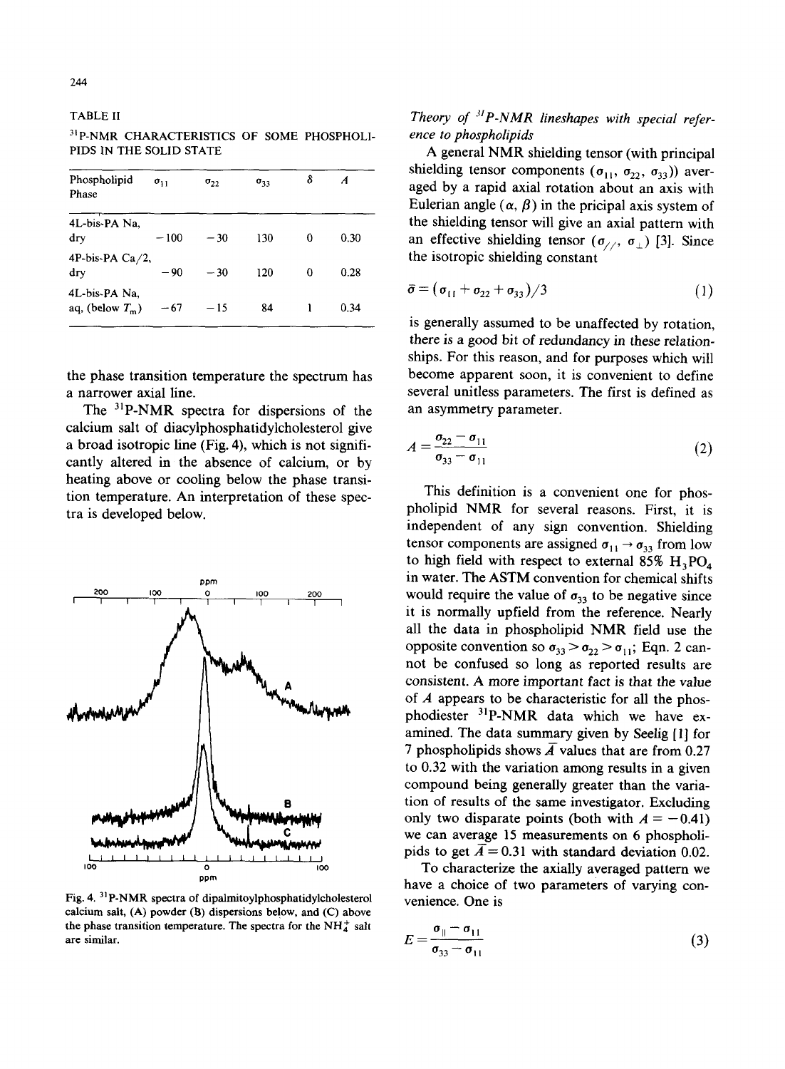TABLE II

$^{31}$P-NMR CHARACTERISTICS OF SOME PHOSPHOLIPIDS IN THE SOLID STATE

| Phospholipid Phase | $\sigma_{11}$ | $\sigma_{22}$ | $\sigma_{33}$ | $\delta$ | $A$ |
|---|---|---|---|---|---|
| 4L-bis-PA Na, dry | −100 | −30 | 130 | 0 | 0.30 |
| 4P-bis-PA Ca/2, dry | −90 | −30 | 120 | 0 | 0.28 |
| 4L-bis-PA Na, aq, (below $T_m$) | −67 | −15 | 84 | 1 | 0.34 |

the phase transition temperature the spectrum has a narrower axial line.

The $^{31}$P-NMR spectra for dispersions of the calcium salt of diacylphosphatidylcholesterol give a broad isotropic line (Fig. 4), which is not significantly altered in the absence of calcium, or by heating above or cooling below the phase transition temperature. An interpretation of these spectra is developed below.

Fig. 4. $^{31}$P-NMR spectra of dipalmitoylphosphatidylcholesterol calcium salt, (A) powder (B) dispersions below, and (C) above the phase transition temperature. The spectra for the $NH_4^+$ salt are similar.

*Theory of $^{31}$P-NMR lineshapes with special reference to phospholipids*

A general NMR shielding tensor (with principal shielding tensor components ($\sigma_{11}$, $\sigma_{22}$, $\sigma_{33}$)) averaged by a rapid axial rotation about an axis with Eulerian angle ($\alpha$, $\beta$) in the pricipal axis system of the shielding tensor will give an axial pattern with an effective shielding tensor ($\sigma_{//}$, $\sigma_{\perp}$) [3]. Since the isotropic shielding constant

$$\bar{\sigma} = (\sigma_{11} + \sigma_{22} + \sigma_{33})/3 \tag{1}$$

is generally assumed to be unaffected by rotation, there is a good bit of redundancy in these relationships. For this reason, and for purposes which will become apparent soon, it is convenient to define several unitless parameters. The first is defined as an asymmetry parameter.

$$A = \frac{\sigma_{22} - \sigma_{11}}{\sigma_{33} - \sigma_{11}} \tag{2}$$

This definition is a convenient one for phospholipid NMR for several reasons. First, it is independent of any sign convention. Shielding tensor components are assigned $\sigma_{11} \rightarrow \sigma_{33}$ from low to high field with respect to external 85% $H_3PO_4$ in water. The ASTM convention for chemical shifts would require the value of $\sigma_{33}$ to be negative since it is normally upfield from the reference. Nearly all the data in phospholipid NMR field use the opposite convention so $\sigma_{33} > \sigma_{22} > \sigma_{11}$; Eqn. 2 cannot be confused so long as reported results are consistent. A more important fact is that the value of $A$ appears to be characteristic for all the phosphodiester $^{31}$P-NMR data which we have examined. The data summary given by Seelig [1] for 7 phospholipids shows $\bar{A}$ values that are from 0.27 to 0.32 with the variation among results in a given compound being generally greater than the variation of results of the same investigator. Excluding only two disparate points (both with $A = -0.41$) we can average 15 measurements on 6 phospholipids to get $\bar{A} = 0.31$ with standard deviation 0.02.

To characterize the axially averaged pattern we have a choice of two parameters of varying convenience. One is

$$E = \frac{\sigma_{\parallel} - \sigma_{11}}{\sigma_{33} - \sigma_{11}} \tag{3}$$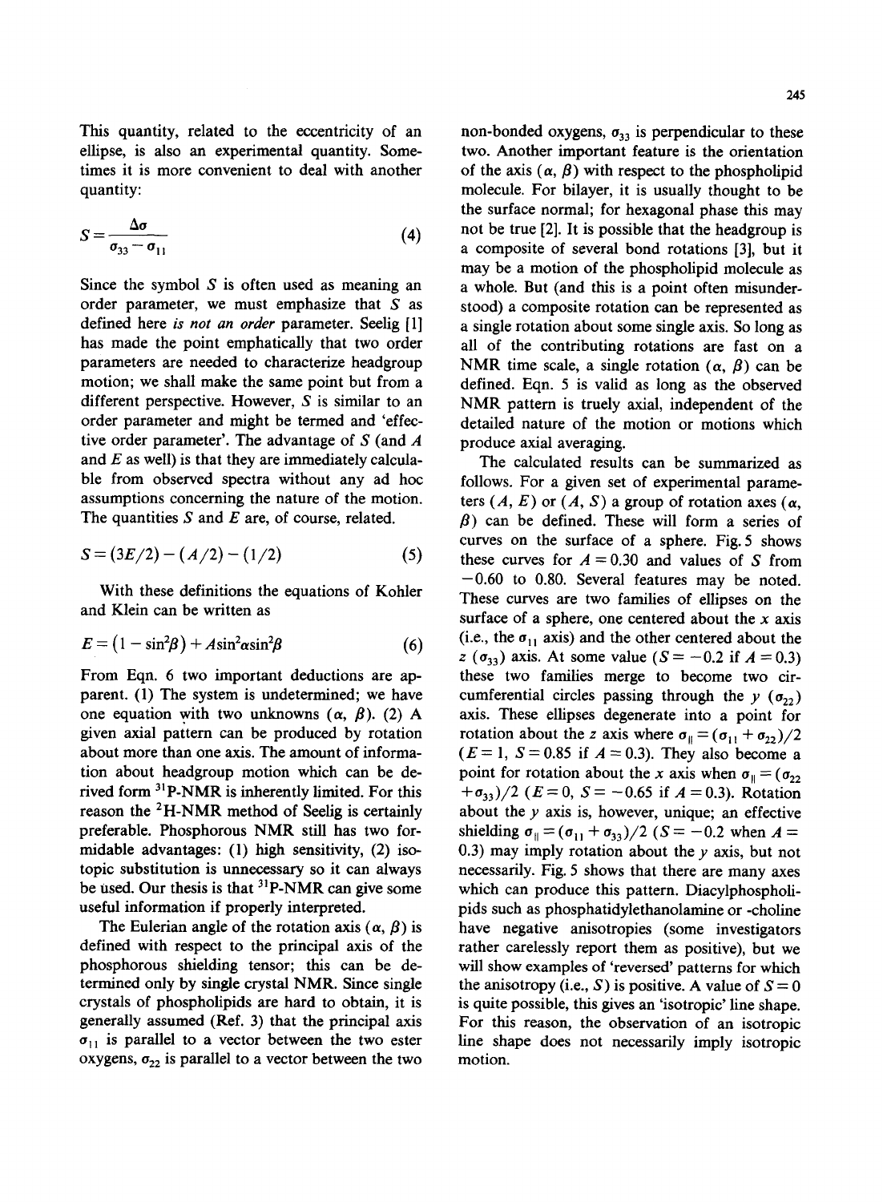This quantity, related to the eccentricity of an ellipse, is also an experimental quantity. Sometimes it is more convenient to deal with another quantity:

$$S = \frac{\Delta\sigma}{\sigma_{33} - \sigma_{11}} \tag{4}$$

Since the symbol $S$ is often used as meaning an order parameter, we must emphasize that $S$ as defined here *is not an order* parameter. Seelig [1] has made the point emphatically that two order parameters are needed to characterize headgroup motion; we shall make the same point but from a different perspective. However, $S$ is similar to an order parameter and might be termed and 'effective order parameter'. The advantage of $S$ (and $A$ and $E$ as well) is that they are immediately calculable from observed spectra without any ad hoc assumptions concerning the nature of the motion. The quantities $S$ and $E$ are, of course, related.

$$S = (3E/2) - (A/2) - (1/2) \tag{5}$$

With these definitions the equations of Kohler and Klein can be written as

$$E = \left(1 - \sin^2\beta\right) + A\sin^2\alpha\sin^2\beta \tag{6}$$

From Eqn. 6 two important deductions are apparent. (1) The system is undetermined; we have one equation with two unknowns ($\alpha$, $\beta$). (2) A given axial pattern can be produced by rotation about more than one axis. The amount of information about headgroup motion which can be derived form $^{31}$P-NMR is inherently limited. For this reason the $^{2}$H-NMR method of Seelig is certainly preferable. Phosphorous NMR still has two formidable advantages: (1) high sensitivity, (2) isotopic substitution is unnecessary so it can always be used. Our thesis is that $^{31}$P-NMR can give some useful information if properly interpreted.

The Eulerian angle of the rotation axis ($\alpha$, $\beta$) is defined with respect to the principal axis of the phosphorous shielding tensor; this can be determined only by single crystal NMR. Since single crystals of phospholipids are hard to obtain, it is generally assumed (Ref. 3) that the principal axis $\sigma_{11}$ is parallel to a vector between the two ester oxygens, $\sigma_{22}$ is parallel to a vector between the two non-bonded oxygens, $\sigma_{33}$ is perpendicular to these two. Another important feature is the orientation of the axis ($\alpha$, $\beta$) with respect to the phospholipid molecule. For bilayer, it is usually thought to be the surface normal; for hexagonal phase this may not be true [2]. It is possible that the headgroup is a composite of several bond rotations [3], but it may be a motion of the phospholipid molecule as a whole. But (and this is a point often misunderstood) a composite rotation can be represented as a single rotation about some single axis. So long as all of the contributing rotations are fast on a NMR time scale, a single rotation ($\alpha$, $\beta$) can be defined. Eqn. 5 is valid as long as the observed NMR pattern is truely axial, independent of the detailed nature of the motion or motions which produce axial averaging.

The calculated results can be summarized as follows. For a given set of experimental parameters ($A$, $E$) or ($A$, $S$) a group of rotation axes ($\alpha$, $\beta$) can be defined. These will form a series of curves on the surface of a sphere. Fig. 5 shows these curves for $A = 0.30$ and values of $S$ from $-0.60$ to $0.80$. Several features may be noted. These curves are two families of ellipses on the surface of a sphere, one centered about the $x$ axis (i.e., the $\sigma_{11}$ axis) and the other centered about the $z$ ($\sigma_{33}$) axis. At some value ($S = -0.2$ if $A = 0.3$) these two families merge to become two circumferential circles passing through the $y$ ($\sigma_{22}$) axis. These ellipses degenerate into a point for rotation about the $z$ axis where $\sigma_{\parallel} = (\sigma_{11} + \sigma_{22})/2$ ($E = 1$, $S = 0.85$ if $A = 0.3$). They also become a point for rotation about the $x$ axis when $\sigma_{\parallel} = (\sigma_{22} + \sigma_{33})/2$ ($E = 0$, $S = -0.65$ if $A = 0.3$). Rotation about the $y$ axis is, however, unique; an effective shielding $\sigma_{\parallel} = (\sigma_{11} + \sigma_{33})/2$ ($S = -0.2$ when $A = 0.3$) may imply rotation about the $y$ axis, but not necessarily. Fig. 5 shows that there are many axes which can produce this pattern. Diacylphospholipids such as phosphatidylethanolamine or -choline have negative anisotropies (some investigators rather carelessly report them as positive), but we will show examples of 'reversed' patterns for which the anisotropy (i.e., $S$) is positive. A value of $S = 0$ is quite possible, this gives an 'isotropic' line shape. For this reason, the observation of an isotropic line shape does not necessarily imply isotropic motion.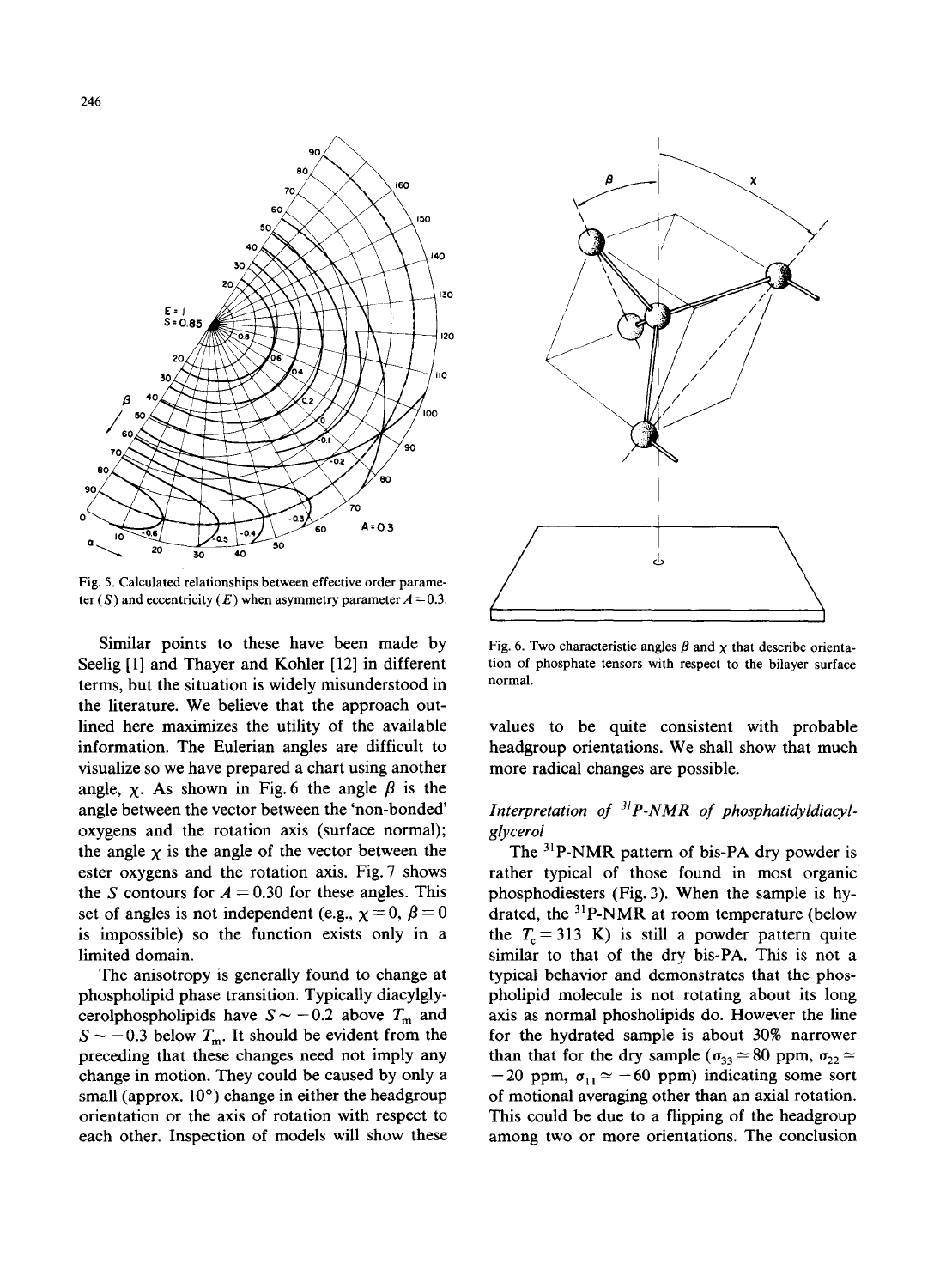Fig. 5. Calculated relationships between effective order parameter ($S$) and eccentricity ($E$) when asymmetry parameter $A = 0.3$.

Similar points to these have been made by Seelig [1] and Thayer and Kohler [12] in different terms, but the situation is widely misunderstood in the literature. We believe that the approach outlined here maximizes the utility of the available information. The Eulerian angles are difficult to visualize so we have prepared a chart using another angle, $\chi$. As shown in Fig. 6 the angle $\beta$ is the angle between the vector between the 'non-bonded' oxygens and the rotation axis (surface normal); the angle $\chi$ is the angle of the vector between the ester oxygens and the rotation axis. Fig. 7 shows the $S$ contours for $A = 0.30$ for these angles. This set of angles is not independent (e.g., $\chi = 0$, $\beta = 0$ is impossible) so the function exists only in a limited domain.

The anisotropy is generally found to change at phospholipid phase transition. Typically diacylglycerolphospholipids have $S \sim -0.2$ above $T_m$ and $S \sim -0.3$ below $T_m$. It should be evident from the preceding that these changes need not imply any change in motion. They could be caused by only a small (approx. 10°) change in either the headgroup orientation or the axis of rotation with respect to each other. Inspection of models will show these values to be quite consistent with probable headgroup orientations. We shall show that much more radical changes are possible.

Fig. 6. Two characteristic angles $\beta$ and $\chi$ that describe orientation of phosphate tensors with respect to the bilayer surface normal.

### *Interpretation of $^{31}$P-NMR of phosphatidyldiacylglycerol*

The $^{31}$P-NMR pattern of bis-PA dry powder is rather typical of those found in most organic phosphodiesters (Fig. 3). When the sample is hydrated, the $^{31}$P-NMR at room temperature (below the $T_c = 313$ K) is still a powder pattern quite similar to that of the dry bis-PA. This is not a typical behavior and demonstrates that the phospholipid molecule is not rotating about its long axis as normal phosholipids do. However the line for the hydrated sample is about 30% narrower than that for the dry sample ($\sigma_{33} \simeq 80$ ppm, $\sigma_{22} \simeq -20$ ppm, $\sigma_{11} \simeq -60$ ppm) indicating some sort of motional averaging other than an axial rotation. This could be due to a flipping of the headgroup among two or more orientations. The conclusion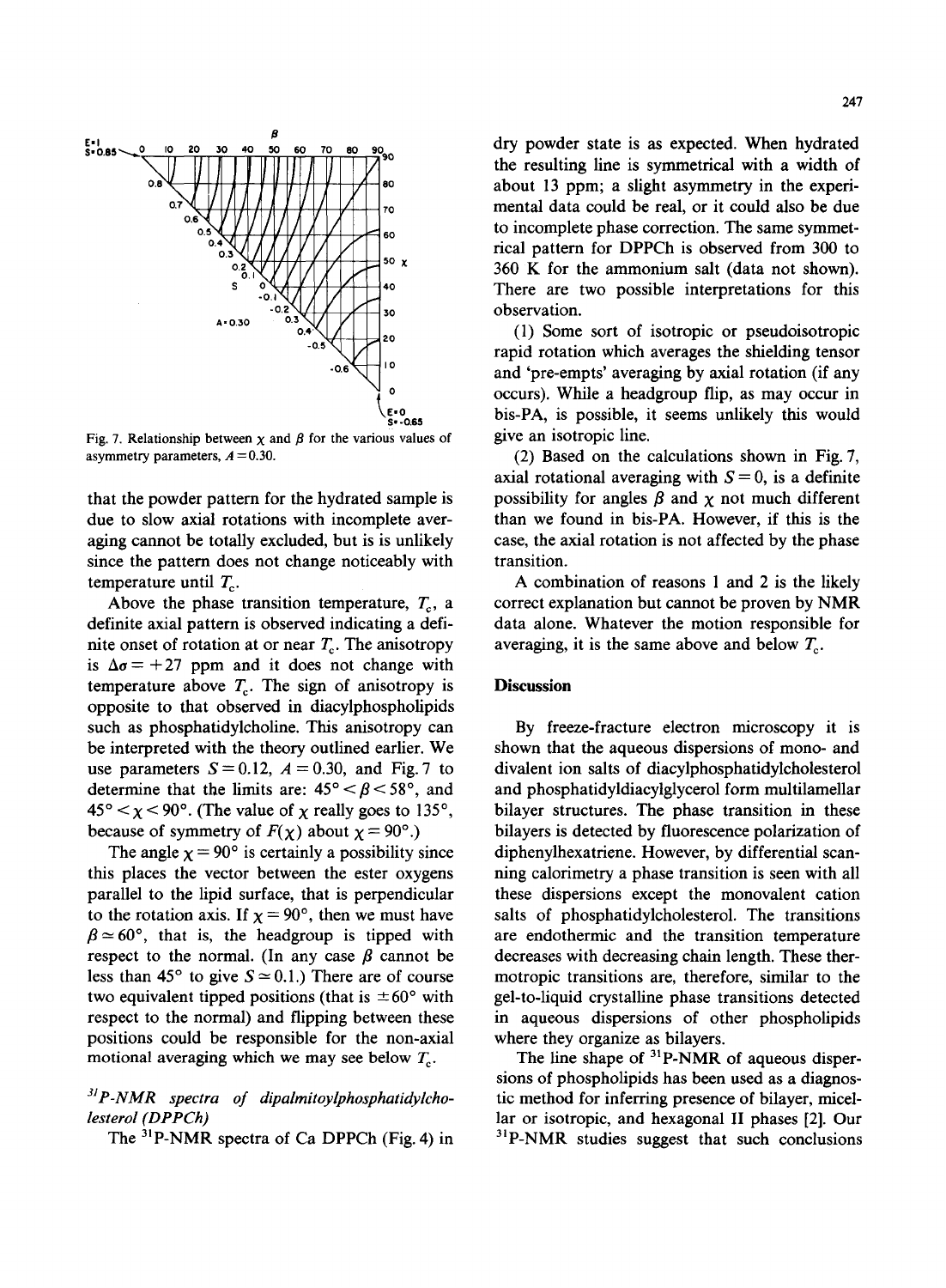Fig. 7. Relationship between $\chi$ and $\beta$ for the various values of asymmetry parameters, $A = 0.30$.

that the powder pattern for the hydrated sample is due to slow axial rotations with incomplete averaging cannot be totally excluded, but is is unlikely since the pattern does not change noticeably with temperature until $T_c$.

Above the phase transition temperature, $T_c$, a definite axial pattern is observed indicating a definite onset of rotation at or near $T_c$. The anisotropy is $\Delta\sigma = +27$ ppm and it does not change with temperature above $T_c$. The sign of anisotropy is opposite to that observed in diacylphospholipids such as phosphatidylcholine. This anisotropy can be interpreted with the theory outlined earlier. We use parameters $S = 0.12$, $A = 0.30$, and Fig. 7 to determine that the limits are: $45° < \beta < 58°$, and $45° < \chi < 90°$. (The value of $\chi$ really goes to 135°, because of symmetry of $F(\chi)$ about $\chi = 90°$.)

The angle $\chi = 90°$ is certainly a possibility since this places the vector between the ester oxygens parallel to the lipid surface, that is perpendicular to the rotation axis. If $\chi = 90°$, then we must have $\beta \simeq 60°$, that is, the headgroup is tipped with respect to the normal. (In any case $\beta$ cannot be less than 45° to give $S \simeq 0.1$.) There are of course two equivalent tipped positions (that is $\pm 60°$ with respect to the normal) and flipping between these positions could be responsible for the non-axial motional averaging which we may see below $T_c$.

*$^{31}$P-NMR spectra of dipalmitoylphosphatidylcholesterol (DPPCh)*

The $^{31}$P-NMR spectra of Ca DPPCh (Fig. 4) in dry powder state is as expected. When hydrated the resulting line is symmetrical with a width of about 13 ppm; a slight asymmetry in the experimental data could be real, or it could also be due to incomplete phase correction. The same symmetrical pattern for DPPCh is observed from 300 to 360 K for the ammonium salt (data not shown). There are two possible interpretations for this observation.

(1) Some sort of isotropic or pseudoisotropic rapid rotation which averages the shielding tensor and 'pre-empts' averaging by axial rotation (if any occurs). While a headgroup flip, as may occur in bis-PA, is possible, it seems unlikely this would give an isotropic line.

(2) Based on the calculations shown in Fig. 7, axial rotational averaging with $S = 0$, is a definite possibility for angles $\beta$ and $\chi$ not much different than we found in bis-PA. However, if this is the case, the axial rotation is not affected by the phase transition.

A combination of reasons 1 and 2 is the likely correct explanation but cannot be proven by NMR data alone. Whatever the motion responsible for averaging, it is the same above and below $T_c$.

## Discussion

By freeze-fracture electron microscopy it is shown that the aqueous dispersions of mono- and divalent ion salts of diacylphosphatidylcholesterol and phosphatidyldiacylglycerol form multilamellar bilayer structures. The phase transition in these bilayers is detected by fluorescence polarization of diphenylhexatriene. However, by differential scanning calorimetry a phase transition is seen with all these dispersions except the monovalent cation salts of phosphatidylcholesterol. The transitions are endothermic and the transition temperature decreases with decreasing chain length. These thermotropic transitions are, therefore, similar to the gel-to-liquid crystalline phase transitions detected in aqueous dispersions of other phospholipids where they organize as bilayers.

The line shape of $^{31}$P-NMR of aqueous dispersions of phospholipids has been used as a diagnostic method for inferring presence of bilayer, micellar or isotropic, and hexagonal II phases [2]. Our $^{31}$P-NMR studies suggest that such conclusions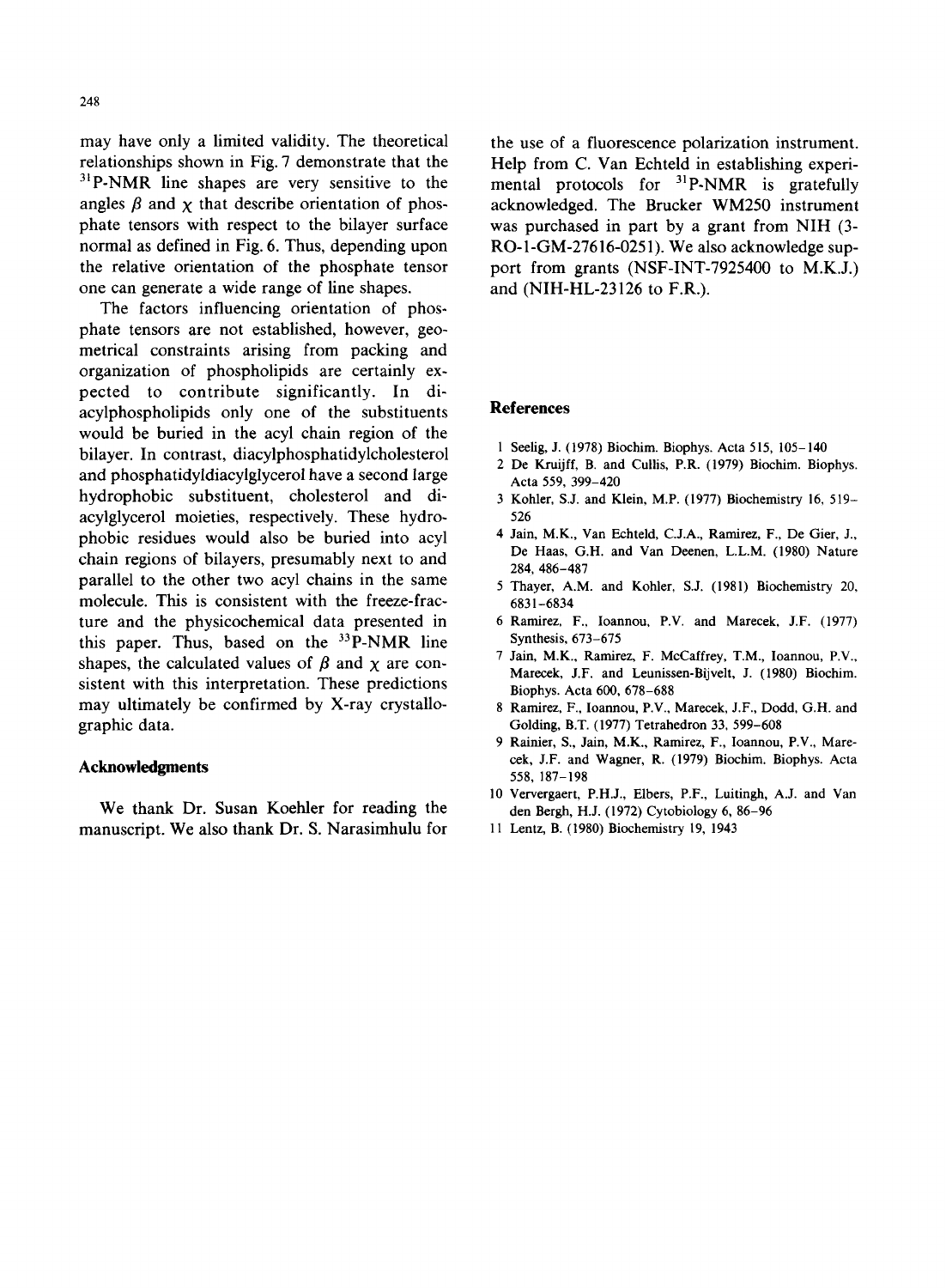may have only a limited validity. The theoretical relationships shown in Fig. 7 demonstrate that the $^{31}$P-NMR line shapes are very sensitive to the angles $\beta$ and $\chi$ that describe orientation of phosphate tensors with respect to the bilayer surface normal as defined in Fig. 6. Thus, depending upon the relative orientation of the phosphate tensor one can generate a wide range of line shapes.

The factors influencing orientation of phosphate tensors are not established, however, geometrical constraints arising from packing and organization of phospholipids are certainly expected to contribute significantly. In diacylphospholipids only one of the substituents would be buried in the acyl chain region of the bilayer. In contrast, diacylphosphatidylcholesterol and phosphatidyldiacylglycerol have a second large hydrophobic substituent, cholesterol and diacylglycerol moieties, respectively. These hydrophobic residues would also be buried into acyl chain regions of bilayers, presumably next to and parallel to the other two acyl chains in the same molecule. This is consistent with the freeze-fracture and the physicochemical data presented in this paper. Thus, based on the $^{33}$P-NMR line shapes, the calculated values of $\beta$ and $\chi$ are consistent with this interpretation. These predictions may ultimately be confirmed by X-ray crystallographic data.

## Acknowledgments

We thank Dr. Susan Koehler for reading the manuscript. We also thank Dr. S. Narasimhulu for the use of a fluorescence polarization instrument. Help from C. Van Echteld in establishing experimental protocols for $^{31}$P-NMR is gratefully acknowledged. The Brucker WM250 instrument was purchased in part by a grant from NIH (3-RO-1-GM-27616-0251). We also acknowledge support from grants (NSF-INT-7925400 to M.K.J.) and (NIH-HL-23126 to F.R.).

## References

1 Seelig, J. (1978) Biochim. Biophys. Acta 515, 105–140
2 De Kruijff, B. and Cullis, P.R. (1979) Biochim. Biophys. Acta 559, 399–420
3 Kohler, S.J. and Klein, M.P. (1977) Biochemistry 16, 519–526
4 Jain, M.K., Van Echteld, C.J.A., Ramirez, F., De Gier, J., De Haas, G.H. and Van Deenen, L.L.M. (1980) Nature 284, 486–487
5 Thayer, A.M. and Kohler, S.J. (1981) Biochemistry 20, 6831–6834
6 Ramirez, F., Ioannou, P.V. and Marecek, J.F. (1977) Synthesis, 673–675
7 Jain, M.K., Ramirez, F. McCaffrey, T.M., Ioannou, P.V., Marecek, J.F. and Leunissen-Bijvelt, J. (1980) Biochim. Biophys. Acta 600, 678–688
8 Ramirez, F., Ioannou, P.V., Marecek, J.F., Dodd, G.H. and Golding, B.T. (1977) Tetrahedron 33, 599–608
9 Rainier, S., Jain, M.K., Ramirez, F., Ioannou, P.V., Marecek, J.F. and Wagner, R. (1979) Biochim. Biophys. Acta 558, 187–198
10 Ververgaert, P.H.J., Elbers, P.F., Luitingh, A.J. and Van den Bergh, H.J. (1972) Cytobiology 6, 86–96
11 Lentz, B. (1980) Biochemistry 19, 1943